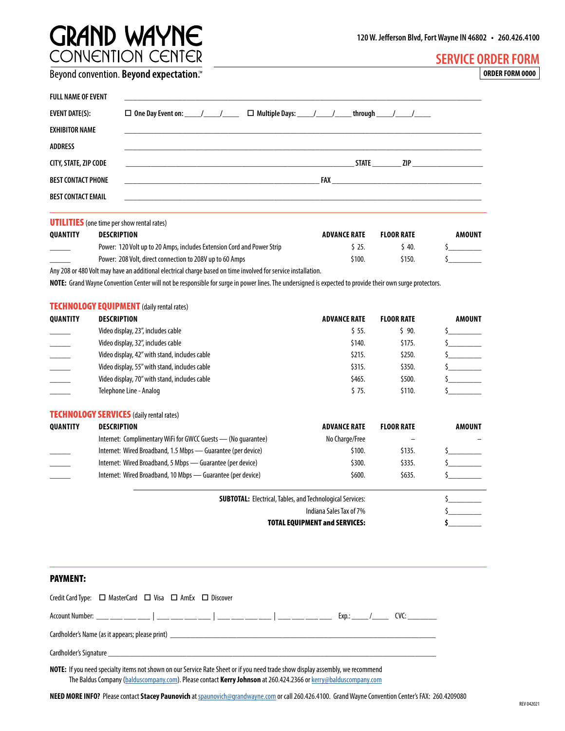# GRAND WAYNE CONVENTION CENTER

Beyond convention. **Beyond expectation.**™

120 W. Jefferson Blvd, Fort Wayne IN 46802 • 260.426.4100

## SERVICE ORDER FORM

**ORDER FORM 0000**

**FULL NAME OF EVENT** ____________________

**EVENT DATE(S):** ☐ One Day Event on: ____/____/____ ☐ Multiple Days: ____/____/____ through ____/____/____

**EXHIBITOR NAME** ____________________

**ADDRESS** ____________________

**CITY, STATE, ZIP CODE** ____________________ **STATE** ________ **ZIP** ____________

**BEST CONTACT PHONE** ____________________ **FAX** ____________________

**BEST CONTACT EMAIL** ____________________

## UTILITIES (one time per show rental rates)

| QUANTITY | DESCRIPTION | ADVANCE RATE | FLOOR RATE | AMOUNT |
|---|---|---|---|---|
| ______ | Power: 120 Volt up to 20 Amps, includes Extension Cord and Power Strip | $ 25. | $ 40. | $________ |
| ______ | Power: 208 Volt, direct connection to 208V up to 60 Amps | $100. | $150. | $________ |

Any 208 or 480 Volt may have an additional electrical charge based on time involved for service installation.

**NOTE:** Grand Wayne Convention Center will not be responsible for surge in power lines. The undersigned is expected to provide their own surge protectors.

## TECHNOLOGY EQUIPMENT (daily rental rates)

| QUANTITY | DESCRIPTION | ADVANCE RATE | FLOOR RATE | AMOUNT |
|---|---|---|---|---|
| ______ | Video display, 23", includes cable | $ 55. | $ 90. | $________ |
| ______ | Video display, 32", includes cable | $140. | $175. | $________ |
| ______ | Video display, 42" with stand, includes cable | $215. | $250. | $________ |
| ______ | Video display, 55" with stand, includes cable | $315. | $350. | $________ |
| ______ | Video display, 70" with stand, includes cable | $465. | $500. | $________ |
| ______ | Telephone Line - Analog | $ 75. | $110. | $________ |

## TECHNOLOGY SERVICES (daily rental rates)

| QUANTITY | DESCRIPTION | ADVANCE RATE | FLOOR RATE | AMOUNT |
|---|---|---|---|---|
| | Internet: Complimentary WiFi for GWCC Guests — (No guarantee) | No Charge/Free | – | – |
| ______ | Internet: Wired Broadband, 1.5 Mbps — Guarantee (per device) | $100. | $135. | $________ |
| ______ | Internet: Wired Broadband, 5 Mbps — Guarantee (per device) | $300. | $335. | $________ |
| ______ | Internet: Wired Broadband, 10 Mbps — Guarantee (per device) | $600. | $635. | $________ |

**SUBTOTAL:** Electrical, Tables, and Technological Services: $________

Indiana Sales Tax of 7% $________

**TOTAL EQUIPMENT and SERVICES:** **$________**

## PAYMENT:

Credit Card Type: ☐ MasterCard ☐ Visa ☐ AmEx ☐ Discover

Account Number: ___ ___ ___ ___ | ___ ___ ___ ___ | ___ ___ ___ ___ | ___ ___ ___ ___ Exp.: ____/____ CVC: ________

Cardholder's Name (as it appears; please print) ____________________

Cardholder's Signature ____________________

**NOTE:** If you need specialty items not shown on our Service Rate Sheet or if you need trade show display assembly, we recommend The Baldus Company (balduscompany.com). Please contact **Kerry Johnson** at 260.424.2366 or kerry@balduscompany.com

**NEED MORE INFO?** Please contact **Stacey Paunovich** at spaunovich@grandwayne.com or call 260.426.4100. Grand Wayne Convention Center's FAX: 260.4209080

REV 042021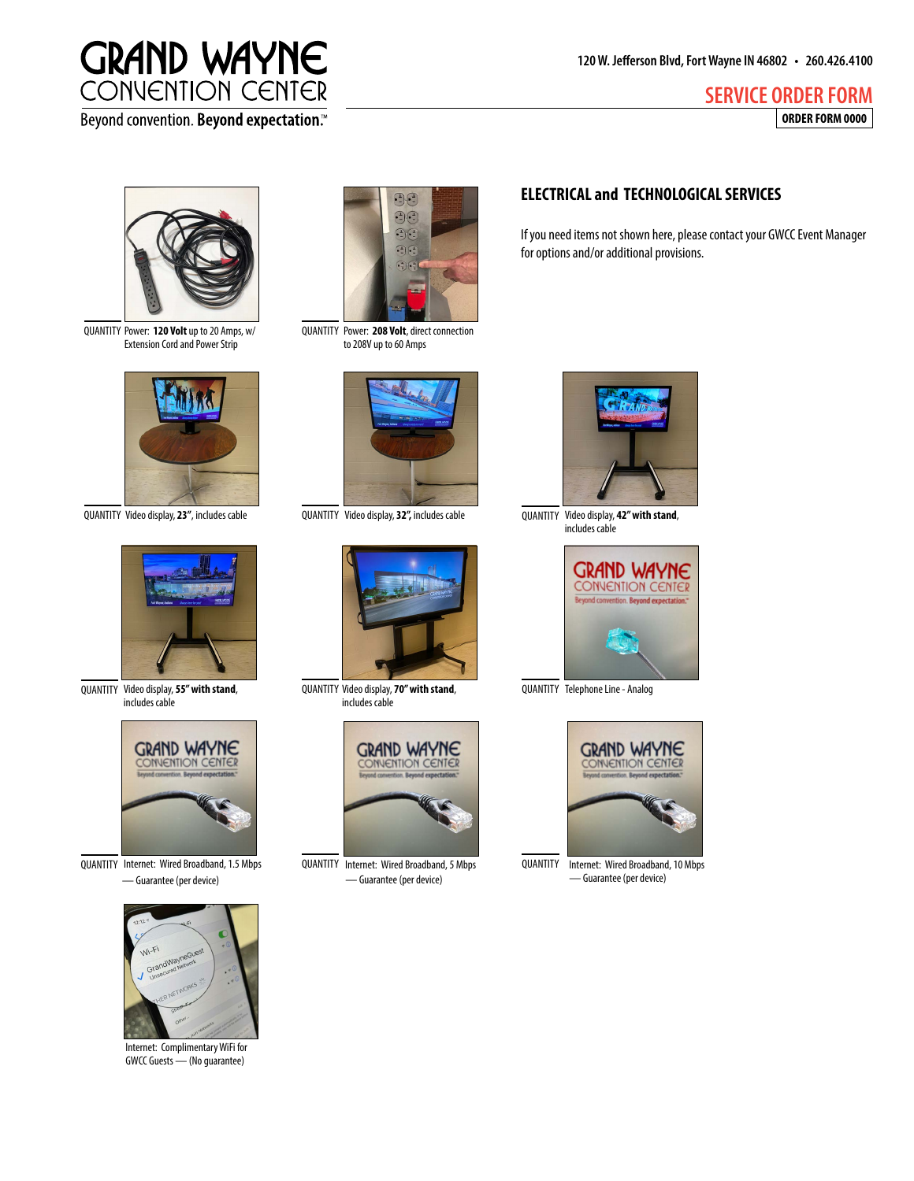# GRAND WAYNE CONVENTION CENTER

Beyond convention. **Beyond expectation.**™

120 W. Jefferson Blvd, Fort Wayne IN 46802 • 260.426.4100

## SERVICE ORDER FORM

**ORDER FORM 0000**

## ELECTRICAL and TECHNOLOGICAL SERVICES

If you need items not shown here, please contact your GWCC Event Manager for options and/or additional provisions.

QUANTITY Power: **120 Volt** up to 20 Amps, w/ Extension Cord and Power Strip

QUANTITY Power: **208 Volt**, direct connection to 208V up to 60 Amps

QUANTITY Video display, **23"**, includes cable

QUANTITY Video display, **32"**, includes cable

QUANTITY Video display, **42" with stand**, includes cable

QUANTITY Video display, **55" with stand**, includes cable

QUANTITY Video display, **70" with stand**, includes cable

QUANTITY Telephone Line - Analog

QUANTITY Internet: Wired Broadband, 1.5 Mbps — Guarantee (per device)

QUANTITY Internet: Wired Broadband, 5 Mbps — Guarantee (per device)

QUANTITY Internet: Wired Broadband, 10 Mbps — Guarantee (per device)

Internet: Complimentary WiFi for GWCC Guests — (No guarantee)